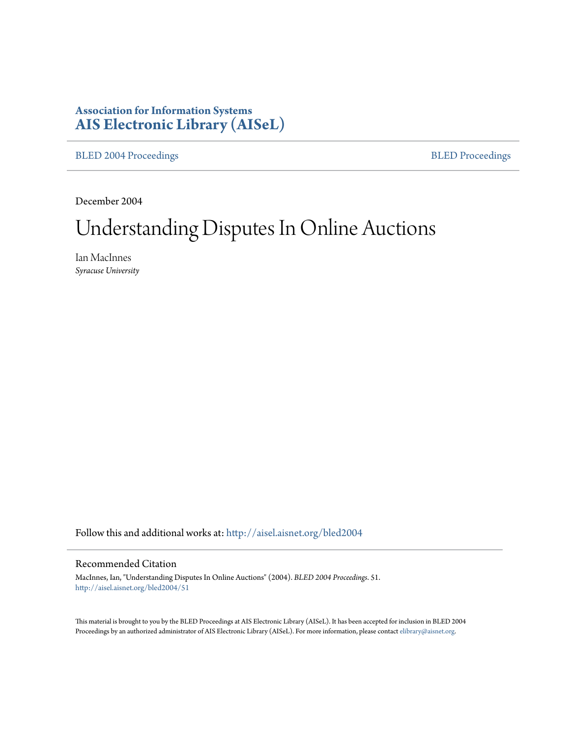**Association for Information Systems**
**AIS Electronic Library (AISeL)**

BLED 2004 Proceedings

BLED Proceedings

December 2004

# Understanding Disputes In Online Auctions

Ian MacInnes
*Syracuse University*

Follow this and additional works at: http://aisel.aisnet.org/bled2004

## Recommended Citation

MacInnes, Ian, "Understanding Disputes In Online Auctions" (2004). *BLED 2004 Proceedings*. 51.
http://aisel.aisnet.org/bled2004/51

This material is brought to you by the BLED Proceedings at AIS Electronic Library (AISeL). It has been accepted for inclusion in BLED 2004 Proceedings by an authorized administrator of AIS Electronic Library (AISeL). For more information, please contact elibrary@aisnet.org.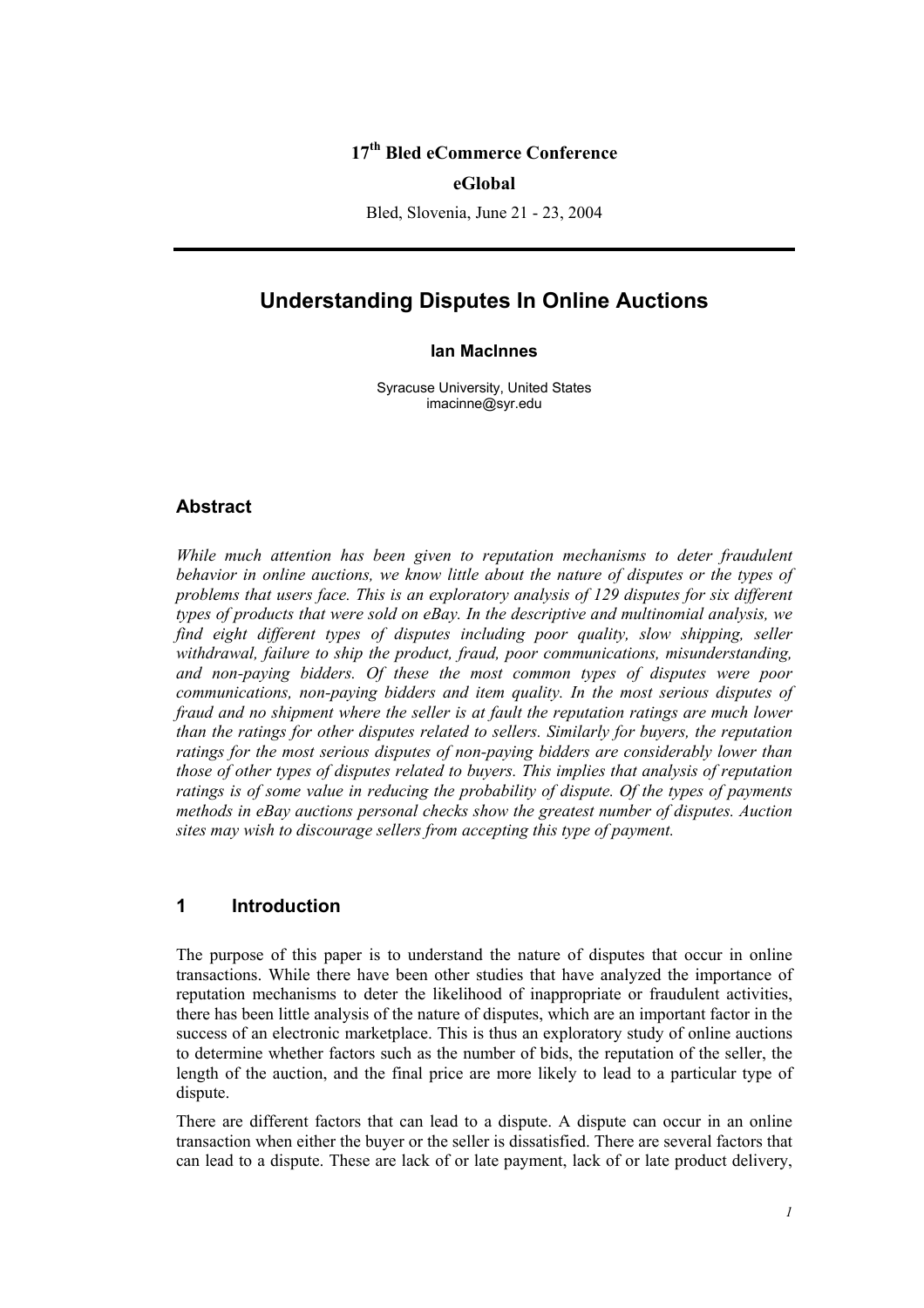17th Bled eCommerce Conference

eGlobal

Bled, Slovenia, June 21 - 23, 2004

# Understanding Disputes In Online Auctions

**Ian MacInnes**

Syracuse University, United States
imacinne@syr.edu

## Abstract

*While much attention has been given to reputation mechanisms to deter fraudulent behavior in online auctions, we know little about the nature of disputes or the types of problems that users face. This is an exploratory analysis of 129 disputes for six different types of products that were sold on eBay. In the descriptive and multinomial analysis, we find eight different types of disputes including poor quality, slow shipping, seller withdrawal, failure to ship the product, fraud, poor communications, misunderstanding, and non-paying bidders. Of these the most common types of disputes were poor communications, non-paying bidders and item quality. In the most serious disputes of fraud and no shipment where the seller is at fault the reputation ratings are much lower than the ratings for other disputes related to sellers. Similarly for buyers, the reputation ratings for the most serious disputes of non-paying bidders are considerably lower than those of other types of disputes related to buyers. This implies that analysis of reputation ratings is of some value in reducing the probability of dispute. Of the types of payments methods in eBay auctions personal checks show the greatest number of disputes. Auction sites may wish to discourage sellers from accepting this type of payment.*

## 1 Introduction

The purpose of this paper is to understand the nature of disputes that occur in online transactions. While there have been other studies that have analyzed the importance of reputation mechanisms to deter the likelihood of inappropriate or fraudulent activities, there has been little analysis of the nature of disputes, which are an important factor in the success of an electronic marketplace. This is thus an exploratory study of online auctions to determine whether factors such as the number of bids, the reputation of the seller, the length of the auction, and the final price are more likely to lead to a particular type of dispute.

There are different factors that can lead to a dispute. A dispute can occur in an online transaction when either the buyer or the seller is dissatisfied. There are several factors that can lead to a dispute. These are lack of or late payment, lack of or late product delivery,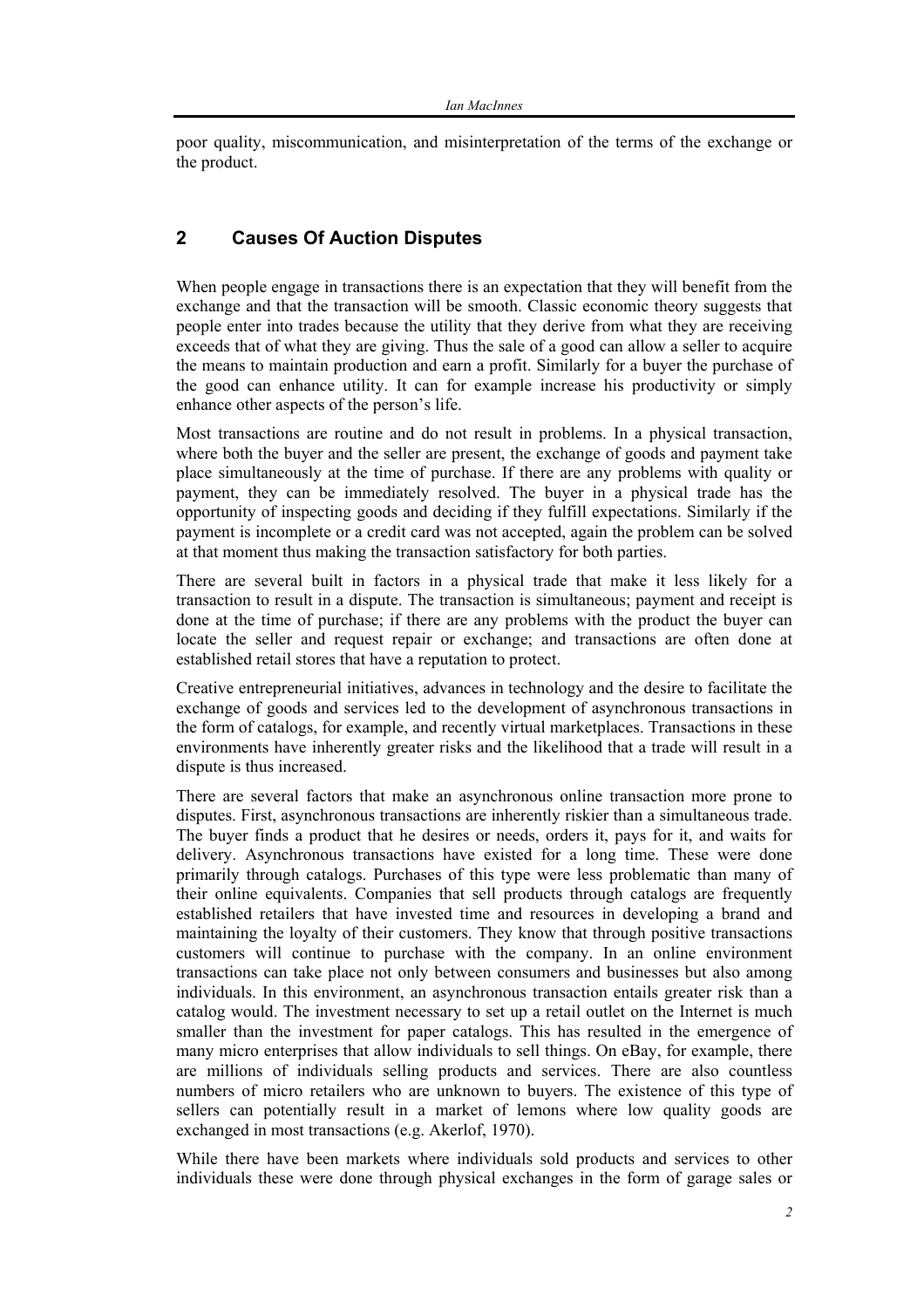poor quality, miscommunication, and misinterpretation of the terms of the exchange or the product.

## 2 Causes Of Auction Disputes

When people engage in transactions there is an expectation that they will benefit from the exchange and that the transaction will be smooth. Classic economic theory suggests that people enter into trades because the utility that they derive from what they are receiving exceeds that of what they are giving. Thus the sale of a good can allow a seller to acquire the means to maintain production and earn a profit. Similarly for a buyer the purchase of the good can enhance utility. It can for example increase his productivity or simply enhance other aspects of the person's life.

Most transactions are routine and do not result in problems. In a physical transaction, where both the buyer and the seller are present, the exchange of goods and payment take place simultaneously at the time of purchase. If there are any problems with quality or payment, they can be immediately resolved. The buyer in a physical trade has the opportunity of inspecting goods and deciding if they fulfill expectations. Similarly if the payment is incomplete or a credit card was not accepted, again the problem can be solved at that moment thus making the transaction satisfactory for both parties.

There are several built in factors in a physical trade that make it less likely for a transaction to result in a dispute. The transaction is simultaneous; payment and receipt is done at the time of purchase; if there are any problems with the product the buyer can locate the seller and request repair or exchange; and transactions are often done at established retail stores that have a reputation to protect.

Creative entrepreneurial initiatives, advances in technology and the desire to facilitate the exchange of goods and services led to the development of asynchronous transactions in the form of catalogs, for example, and recently virtual marketplaces. Transactions in these environments have inherently greater risks and the likelihood that a trade will result in a dispute is thus increased.

There are several factors that make an asynchronous online transaction more prone to disputes. First, asynchronous transactions are inherently riskier than a simultaneous trade. The buyer finds a product that he desires or needs, orders it, pays for it, and waits for delivery. Asynchronous transactions have existed for a long time. These were done primarily through catalogs. Purchases of this type were less problematic than many of their online equivalents. Companies that sell products through catalogs are frequently established retailers that have invested time and resources in developing a brand and maintaining the loyalty of their customers. They know that through positive transactions customers will continue to purchase with the company. In an online environment transactions can take place not only between consumers and businesses but also among individuals. In this environment, an asynchronous transaction entails greater risk than a catalog would. The investment necessary to set up a retail outlet on the Internet is much smaller than the investment for paper catalogs. This has resulted in the emergence of many micro enterprises that allow individuals to sell things. On eBay, for example, there are millions of individuals selling products and services. There are also countless numbers of micro retailers who are unknown to buyers. The existence of this type of sellers can potentially result in a market of lemons where low quality goods are exchanged in most transactions (e.g. Akerlof, 1970).

While there have been markets where individuals sold products and services to other individuals these were done through physical exchanges in the form of garage sales or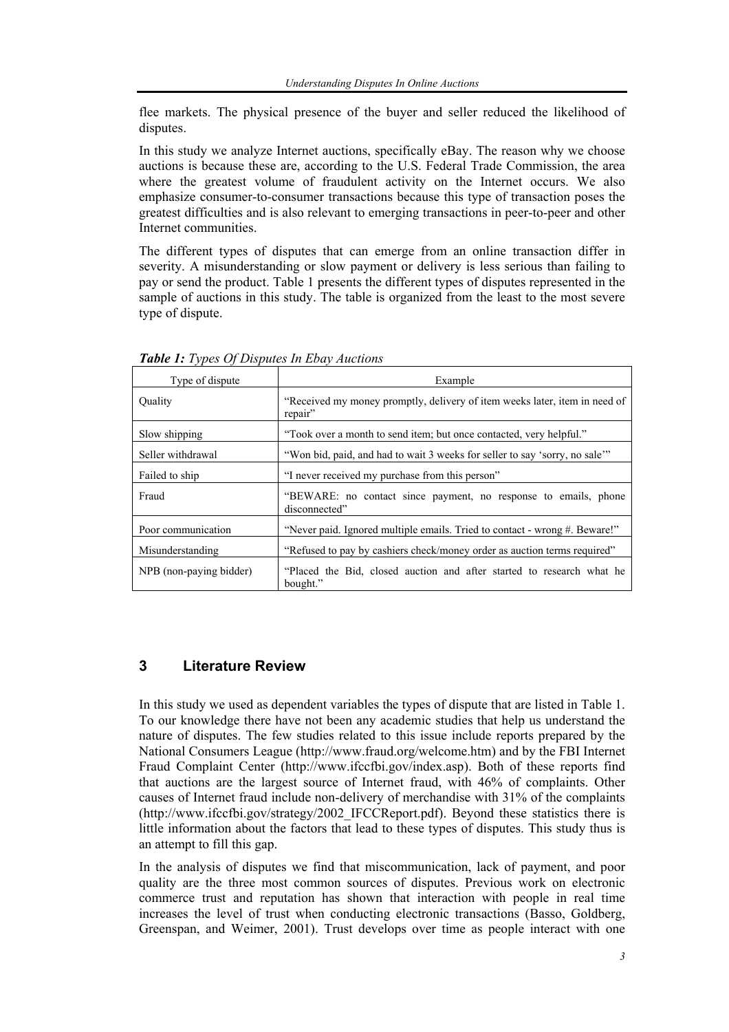flee markets. The physical presence of the buyer and seller reduced the likelihood of disputes.

In this study we analyze Internet auctions, specifically eBay. The reason why we choose auctions is because these are, according to the U.S. Federal Trade Commission, the area where the greatest volume of fraudulent activity on the Internet occurs. We also emphasize consumer-to-consumer transactions because this type of transaction poses the greatest difficulties and is also relevant to emerging transactions in peer-to-peer and other Internet communities.

The different types of disputes that can emerge from an online transaction differ in severity. A misunderstanding or slow payment or delivery is less serious than failing to pay or send the product. Table 1 presents the different types of disputes represented in the sample of auctions in this study. The table is organized from the least to the most severe type of dispute.

***Table 1:*** *Types Of Disputes In Ebay Auctions*

| Type of dispute | Example |
|---|---|
| Quality | "Received my money promptly, delivery of item weeks later, item in need of repair" |
| Slow shipping | "Took over a month to send item; but once contacted, very helpful." |
| Seller withdrawal | "Won bid, paid, and had to wait 3 weeks for seller to say 'sorry, no sale'" |
| Failed to ship | "I never received my purchase from this person" |
| Fraud | "BEWARE: no contact since payment, no response to emails, phone disconnected" |
| Poor communication | "Never paid. Ignored multiple emails. Tried to contact - wrong #. Beware!" |
| Misunderstanding | "Refused to pay by cashiers check/money order as auction terms required" |
| NPB (non-paying bidder) | "Placed the Bid, closed auction and after started to research what he bought." |

## 3 Literature Review

In this study we used as dependent variables the types of dispute that are listed in Table 1. To our knowledge there have not been any academic studies that help us understand the nature of disputes. The few studies related to this issue include reports prepared by the National Consumers League (http://www.fraud.org/welcome.htm) and by the FBI Internet Fraud Complaint Center (http://www.ifccfbi.gov/index.asp). Both of these reports find that auctions are the largest source of Internet fraud, with 46% of complaints. Other causes of Internet fraud include non-delivery of merchandise with 31% of the complaints (http://www.ifccfbi.gov/strategy/2002_IFCCReport.pdf). Beyond these statistics there is little information about the factors that lead to these types of disputes. This study thus is an attempt to fill this gap.

In the analysis of disputes we find that miscommunication, lack of payment, and poor quality are the three most common sources of disputes. Previous work on electronic commerce trust and reputation has shown that interaction with people in real time increases the level of trust when conducting electronic transactions (Basso, Goldberg, Greenspan, and Weimer, 2001). Trust develops over time as people interact with one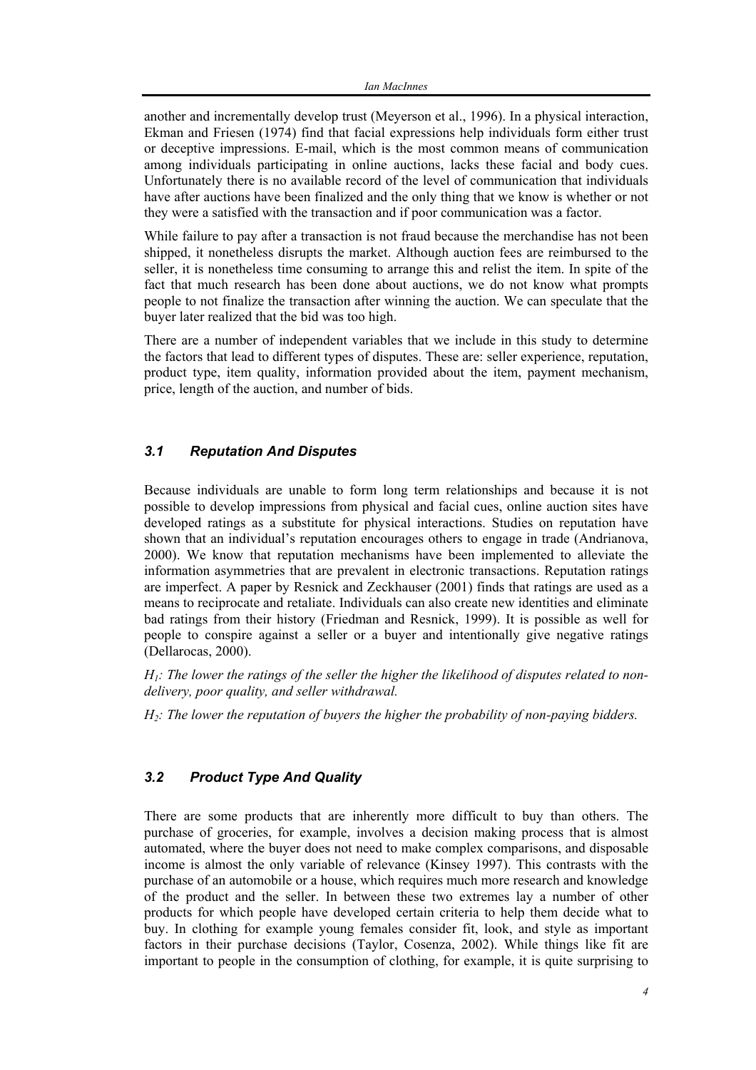another and incrementally develop trust (Meyerson et al., 1996). In a physical interaction, Ekman and Friesen (1974) find that facial expressions help individuals form either trust or deceptive impressions. E-mail, which is the most common means of communication among individuals participating in online auctions, lacks these facial and body cues. Unfortunately there is no available record of the level of communication that individuals have after auctions have been finalized and the only thing that we know is whether or not they were a satisfied with the transaction and if poor communication was a factor.

While failure to pay after a transaction is not fraud because the merchandise has not been shipped, it nonetheless disrupts the market. Although auction fees are reimbursed to the seller, it is nonetheless time consuming to arrange this and relist the item. In spite of the fact that much research has been done about auctions, we do not know what prompts people to not finalize the transaction after winning the auction. We can speculate that the buyer later realized that the bid was too high.

There are a number of independent variables that we include in this study to determine the factors that lead to different types of disputes. These are: seller experience, reputation, product type, item quality, information provided about the item, payment mechanism, price, length of the auction, and number of bids.

### *3.1 Reputation And Disputes*

Because individuals are unable to form long term relationships and because it is not possible to develop impressions from physical and facial cues, online auction sites have developed ratings as a substitute for physical interactions. Studies on reputation have shown that an individual's reputation encourages others to engage in trade (Andrianova, 2000). We know that reputation mechanisms have been implemented to alleviate the information asymmetries that are prevalent in electronic transactions. Reputation ratings are imperfect. A paper by Resnick and Zeckhauser (2001) finds that ratings are used as a means to reciprocate and retaliate. Individuals can also create new identities and eliminate bad ratings from their history (Friedman and Resnick, 1999). It is possible as well for people to conspire against a seller or a buyer and intentionally give negative ratings (Dellarocas, 2000).

*$H_1$: The lower the ratings of the seller the higher the likelihood of disputes related to non-delivery, poor quality, and seller withdrawal.*

*$H_2$: The lower the reputation of buyers the higher the probability of non-paying bidders.*

### *3.2 Product Type And Quality*

There are some products that are inherently more difficult to buy than others. The purchase of groceries, for example, involves a decision making process that is almost automated, where the buyer does not need to make complex comparisons, and disposable income is almost the only variable of relevance (Kinsey 1997). This contrasts with the purchase of an automobile or a house, which requires much more research and knowledge of the product and the seller. In between these two extremes lay a number of other products for which people have developed certain criteria to help them decide what to buy. In clothing for example young females consider fit, look, and style as important factors in their purchase decisions (Taylor, Cosenza, 2002). While things like fit are important to people in the consumption of clothing, for example, it is quite surprising to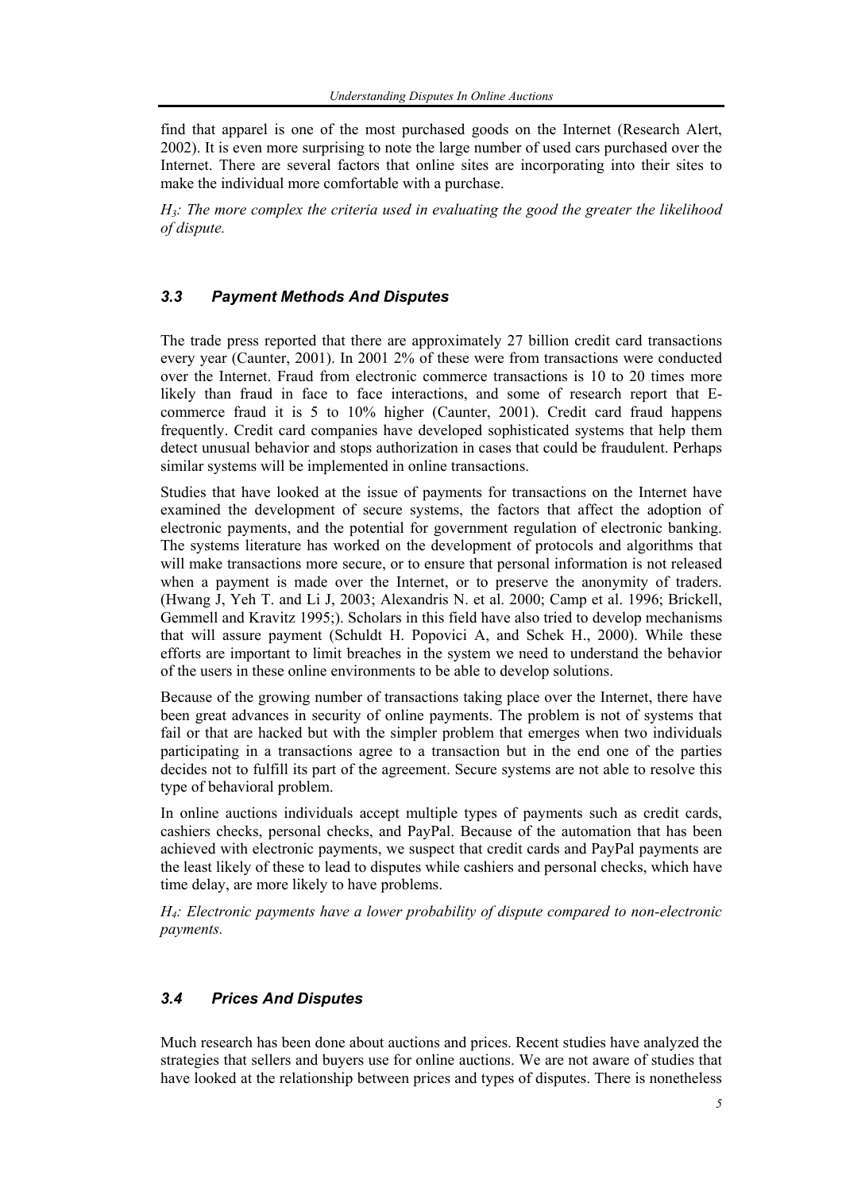find that apparel is one of the most purchased goods on the Internet (Research Alert, 2002). It is even more surprising to note the large number of used cars purchased over the Internet. There are several factors that online sites are incorporating into their sites to make the individual more comfortable with a purchase.

*$H_3$: The more complex the criteria used in evaluating the good the greater the likelihood of dispute.*

### 3.3 Payment Methods And Disputes

The trade press reported that there are approximately 27 billion credit card transactions every year (Caunter, 2001). In 2001 2% of these were from transactions were conducted over the Internet. Fraud from electronic commerce transactions is 10 to 20 times more likely than fraud in face to face interactions, and some of research report that E-commerce fraud it is 5 to 10% higher (Caunter, 2001). Credit card fraud happens frequently. Credit card companies have developed sophisticated systems that help them detect unusual behavior and stops authorization in cases that could be fraudulent. Perhaps similar systems will be implemented in online transactions.

Studies that have looked at the issue of payments for transactions on the Internet have examined the development of secure systems, the factors that affect the adoption of electronic payments, and the potential for government regulation of electronic banking. The systems literature has worked on the development of protocols and algorithms that will make transactions more secure, or to ensure that personal information is not released when a payment is made over the Internet, or to preserve the anonymity of traders. (Hwang J, Yeh T. and Li J, 2003; Alexandris N. et al. 2000; Camp et al. 1996; Brickell, Gemmell and Kravitz 1995;). Scholars in this field have also tried to develop mechanisms that will assure payment (Schuldt H. Popovici A, and Schek H., 2000). While these efforts are important to limit breaches in the system we need to understand the behavior of the users in these online environments to be able to develop solutions.

Because of the growing number of transactions taking place over the Internet, there have been great advances in security of online payments. The problem is not of systems that fail or that are hacked but with the simpler problem that emerges when two individuals participating in a transactions agree to a transaction but in the end one of the parties decides not to fulfill its part of the agreement. Secure systems are not able to resolve this type of behavioral problem.

In online auctions individuals accept multiple types of payments such as credit cards, cashiers checks, personal checks, and PayPal. Because of the automation that has been achieved with electronic payments, we suspect that credit cards and PayPal payments are the least likely of these to lead to disputes while cashiers and personal checks, which have time delay, are more likely to have problems.

*$H_4$: Electronic payments have a lower probability of dispute compared to non-electronic payments.*

### 3.4 Prices And Disputes

Much research has been done about auctions and prices. Recent studies have analyzed the strategies that sellers and buyers use for online auctions. We are not aware of studies that have looked at the relationship between prices and types of disputes. There is nonetheless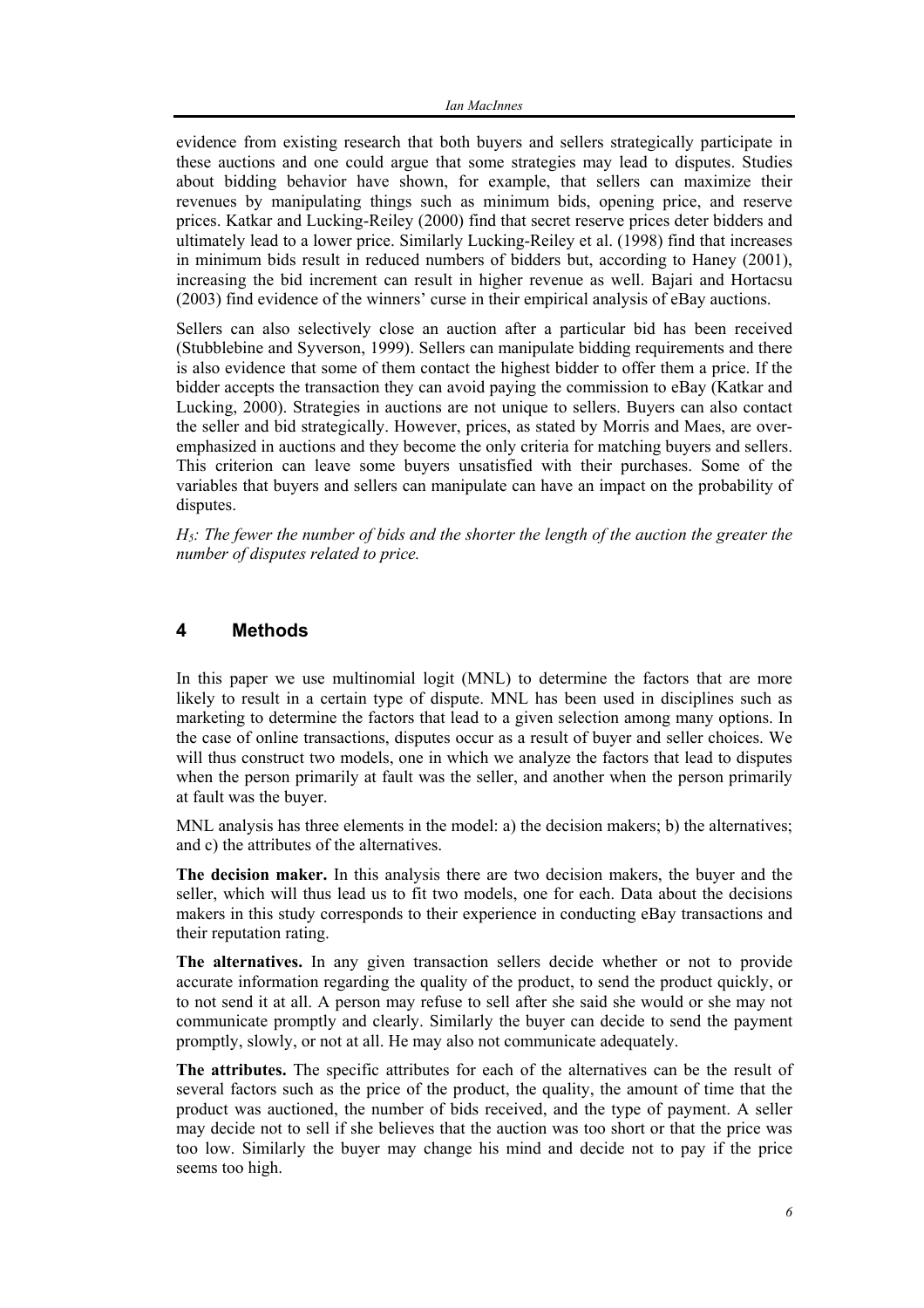evidence from existing research that both buyers and sellers strategically participate in these auctions and one could argue that some strategies may lead to disputes. Studies about bidding behavior have shown, for example, that sellers can maximize their revenues by manipulating things such as minimum bids, opening price, and reserve prices. Katkar and Lucking-Reiley (2000) find that secret reserve prices deter bidders and ultimately lead to a lower price. Similarly Lucking-Reiley et al. (1998) find that increases in minimum bids result in reduced numbers of bidders but, according to Haney (2001), increasing the bid increment can result in higher revenue as well. Bajari and Hortacsu (2003) find evidence of the winners' curse in their empirical analysis of eBay auctions.

Sellers can also selectively close an auction after a particular bid has been received (Stubblebine and Syverson, 1999). Sellers can manipulate bidding requirements and there is also evidence that some of them contact the highest bidder to offer them a price. If the bidder accepts the transaction they can avoid paying the commission to eBay (Katkar and Lucking, 2000). Strategies in auctions are not unique to sellers. Buyers can also contact the seller and bid strategically. However, prices, as stated by Morris and Maes, are over-emphasized in auctions and they become the only criteria for matching buyers and sellers. This criterion can leave some buyers unsatisfied with their purchases. Some of the variables that buyers and sellers can manipulate can have an impact on the probability of disputes.

*$H_5$: The fewer the number of bids and the shorter the length of the auction the greater the number of disputes related to price.*

## 4 Methods

In this paper we use multinomial logit (MNL) to determine the factors that are more likely to result in a certain type of dispute. MNL has been used in disciplines such as marketing to determine the factors that lead to a given selection among many options. In the case of online transactions, disputes occur as a result of buyer and seller choices. We will thus construct two models, one in which we analyze the factors that lead to disputes when the person primarily at fault was the seller, and another when the person primarily at fault was the buyer.

MNL analysis has three elements in the model: a) the decision makers; b) the alternatives; and c) the attributes of the alternatives.

**The decision maker.** In this analysis there are two decision makers, the buyer and the seller, which will thus lead us to fit two models, one for each. Data about the decisions makers in this study corresponds to their experience in conducting eBay transactions and their reputation rating.

**The alternatives.** In any given transaction sellers decide whether or not to provide accurate information regarding the quality of the product, to send the product quickly, or to not send it at all. A person may refuse to sell after she said she would or she may not communicate promptly and clearly. Similarly the buyer can decide to send the payment promptly, slowly, or not at all. He may also not communicate adequately.

**The attributes.** The specific attributes for each of the alternatives can be the result of several factors such as the price of the product, the quality, the amount of time that the product was auctioned, the number of bids received, and the type of payment. A seller may decide not to sell if she believes that the auction was too short or that the price was too low. Similarly the buyer may change his mind and decide not to pay if the price seems too high.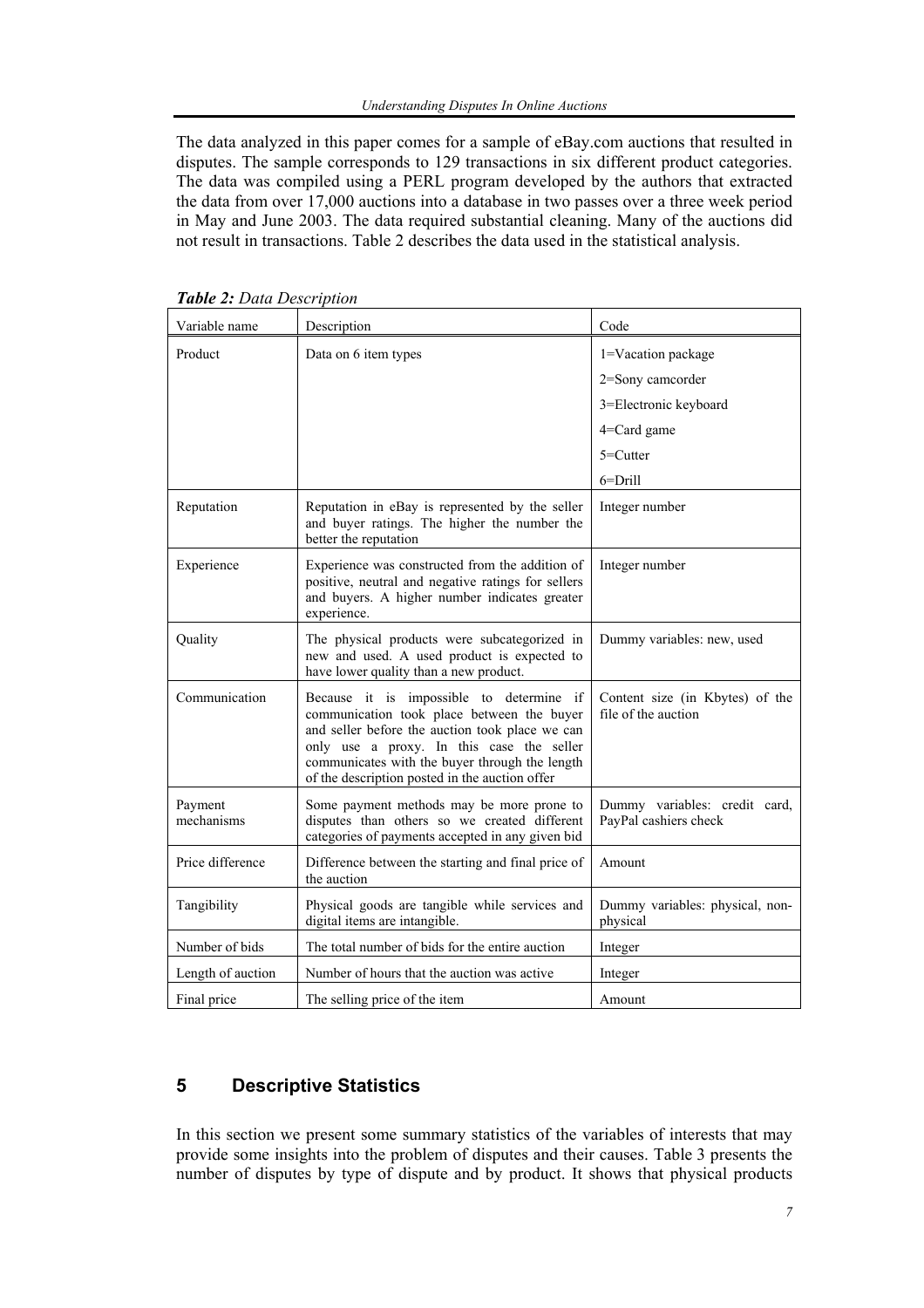The data analyzed in this paper comes for a sample of eBay.com auctions that resulted in disputes. The sample corresponds to 129 transactions in six different product categories. The data was compiled using a PERL program developed by the authors that extracted the data from over 17,000 auctions into a database in two passes over a three week period in May and June 2003. The data required substantial cleaning. Many of the auctions did not result in transactions. Table 2 describes the data used in the statistical analysis.

***Table 2:*** *Data Description*

| Variable name | Description | Code |
|---|---|---|
| Product | Data on 6 item types | 1=Vacation package<br>2=Sony camcorder<br>3=Electronic keyboard<br>4=Card game<br>5=Cutter<br>6=Drill |
| Reputation | Reputation in eBay is represented by the seller and buyer ratings. The higher the number the better the reputation | Integer number |
| Experience | Experience was constructed from the addition of positive, neutral and negative ratings for sellers and buyers. A higher number indicates greater experience. | Integer number |
| Quality | The physical products were subcategorized in new and used. A used product is expected to have lower quality than a new product. | Dummy variables: new, used |
| Communication | Because it is impossible to determine if communication took place between the buyer and seller before the auction took place we can only use a proxy. In this case the seller communicates with the buyer through the length of the description posted in the auction offer | Content size (in Kbytes) of the file of the auction |
| Payment mechanisms | Some payment methods may be more prone to disputes than others so we created different categories of payments accepted in any given bid | Dummy variables: credit card, PayPal cashiers check |
| Price difference | Difference between the starting and final price of the auction | Amount |
| Tangibility | Physical goods are tangible while services and digital items are intangible. | Dummy variables: physical, non-physical |
| Number of bids | The total number of bids for the entire auction | Integer |
| Length of auction | Number of hours that the auction was active | Integer |
| Final price | The selling price of the item | Amount |

## 5 Descriptive Statistics

In this section we present some summary statistics of the variables of interests that may provide some insights into the problem of disputes and their causes. Table 3 presents the number of disputes by type of dispute and by product. It shows that physical products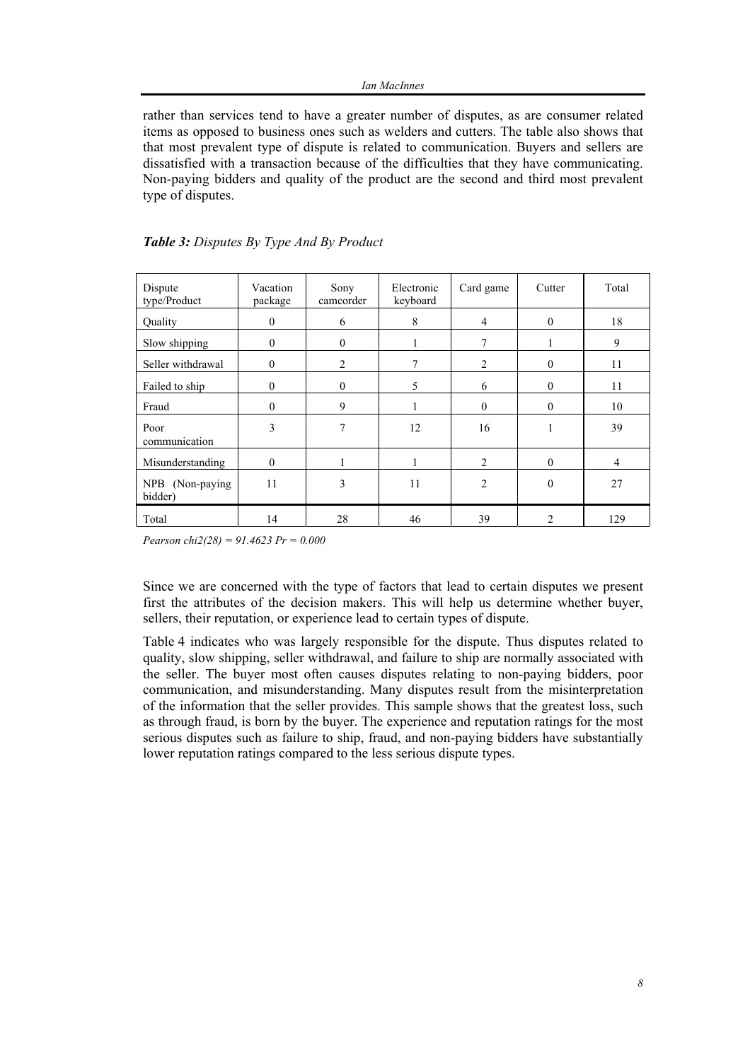rather than services tend to have a greater number of disputes, as are consumer related items as opposed to business ones such as welders and cutters. The table also shows that that most prevalent type of dispute is related to communication. Buyers and sellers are dissatisfied with a transaction because of the difficulties that they have communicating. Non-paying bidders and quality of the product are the second and third most prevalent type of disputes.

***Table 3:*** *Disputes By Type And By Product*

| Dispute type/Product | Vacation package | Sony camcorder | Electronic keyboard | Card game | Cutter | Total |
|---|---|---|---|---|---|---|
| Quality | 0 | 6 | 8 | 4 | 0 | 18 |
| Slow shipping | 0 | 0 | 1 | 7 | 1 | 9 |
| Seller withdrawal | 0 | 2 | 7 | 2 | 0 | 11 |
| Failed to ship | 0 | 0 | 5 | 6 | 0 | 11 |
| Fraud | 0 | 9 | 1 | 0 | 0 | 10 |
| Poor communication | 3 | 7 | 12 | 16 | 1 | 39 |
| Misunderstanding | 0 | 1 | 1 | 2 | 0 | 4 |
| NPB (Non-paying bidder) | 11 | 3 | 11 | 2 | 0 | 27 |
| Total | 14 | 28 | 46 | 39 | 2 | 129 |

*Pearson chi2(28) = 91.4623 Pr = 0.000*

Since we are concerned with the type of factors that lead to certain disputes we present first the attributes of the decision makers. This will help us determine whether buyer, sellers, their reputation, or experience lead to certain types of dispute.

Table 4 indicates who was largely responsible for the dispute. Thus disputes related to quality, slow shipping, seller withdrawal, and failure to ship are normally associated with the seller. The buyer most often causes disputes relating to non-paying bidders, poor communication, and misunderstanding. Many disputes result from the misinterpretation of the information that the seller provides. This sample shows that the greatest loss, such as through fraud, is born by the buyer. The experience and reputation ratings for the most serious disputes such as failure to ship, fraud, and non-paying bidders have substantially lower reputation ratings compared to the less serious dispute types.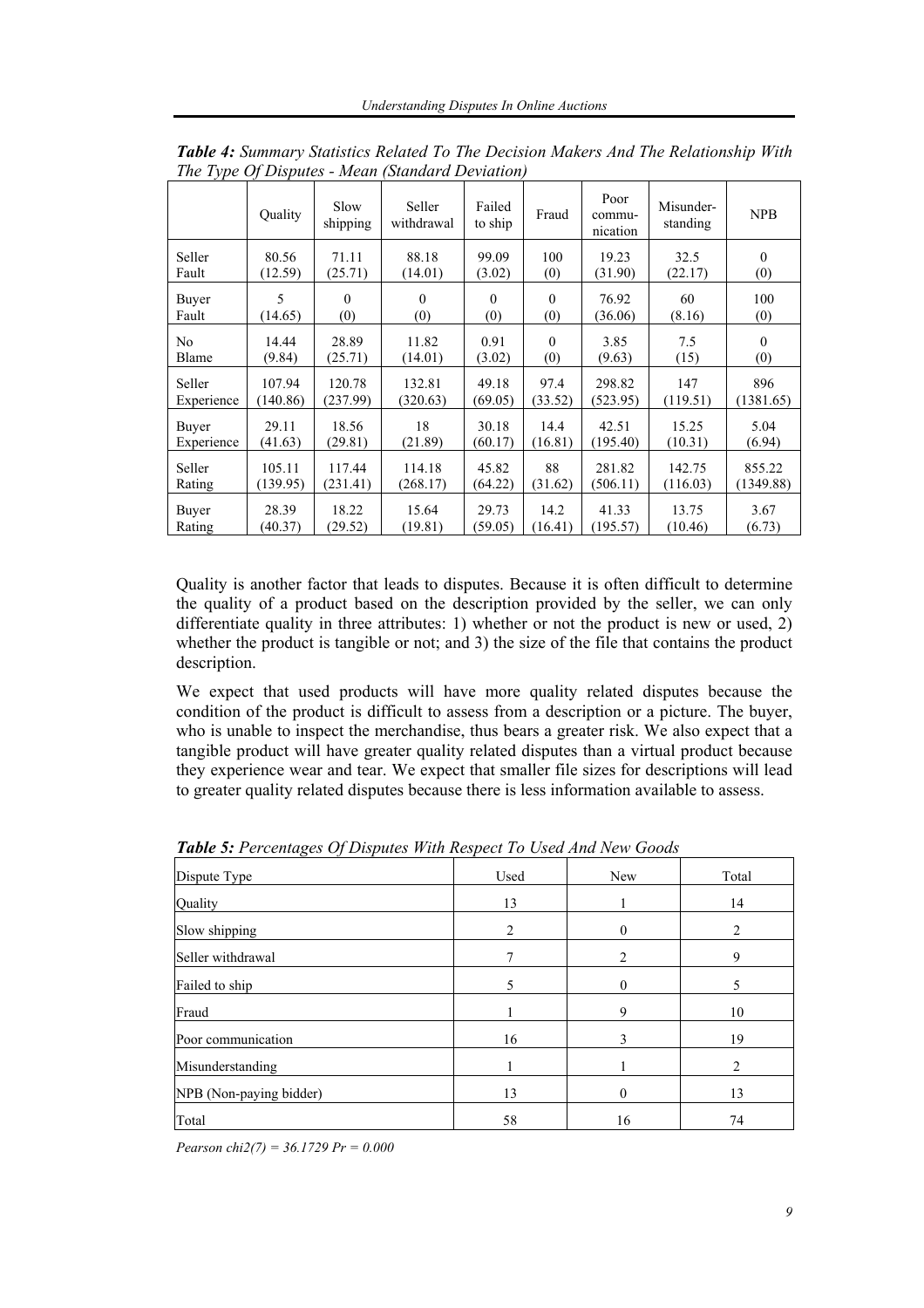***Table 4:** Summary Statistics Related To The Decision Makers And The Relationship With The Type Of Disputes - Mean (Standard Deviation)*

| | Quality | Slow shipping | Seller withdrawal | Failed to ship | Fraud | Poor commu-nication | Misunder-standing | NPB |
|---|---|---|---|---|---|---|---|---|
| Seller Fault | 80.56 (12.59) | 71.11 (25.71) | 88.18 (14.01) | 99.09 (3.02) | 100 (0) | 19.23 (31.90) | 32.5 (22.17) | 0 (0) |
| Buyer Fault | 5 (14.65) | 0 (0) | 0 (0) | 0 (0) | 0 (0) | 76.92 (36.06) | 60 (8.16) | 100 (0) |
| No Blame | 14.44 (9.84) | 28.89 (25.71) | 11.82 (14.01) | 0.91 (3.02) | 0 (0) | 3.85 (9.63) | 7.5 (15) | 0 (0) |
| Seller Experience | 107.94 (140.86) | 120.78 (237.99) | 132.81 (320.63) | 49.18 (69.05) | 97.4 (33.52) | 298.82 (523.95) | 147 (119.51) | 896 (1381.65) |
| Buyer Experience | 29.11 (41.63) | 18.56 (29.81) | 18 (21.89) | 30.18 (60.17) | 14.4 (16.81) | 42.51 (195.40) | 15.25 (10.31) | 5.04 (6.94) |
| Seller Rating | 105.11 (139.95) | 117.44 (231.41) | 114.18 (268.17) | 45.82 (64.22) | 88 (31.62) | 281.82 (506.11) | 142.75 (116.03) | 855.22 (1349.88) |
| Buyer Rating | 28.39 (40.37) | 18.22 (29.52) | 15.64 (19.81) | 29.73 (59.05) | 14.2 (16.41) | 41.33 (195.57) | 13.75 (10.46) | 3.67 (6.73) |

Quality is another factor that leads to disputes. Because it is often difficult to determine the quality of a product based on the description provided by the seller, we can only differentiate quality in three attributes: 1) whether or not the product is new or used, 2) whether the product is tangible or not; and 3) the size of the file that contains the product description.

We expect that used products will have more quality related disputes because the condition of the product is difficult to assess from a description or a picture. The buyer, who is unable to inspect the merchandise, thus bears a greater risk. We also expect that a tangible product will have greater quality related disputes than a virtual product because they experience wear and tear. We expect that smaller file sizes for descriptions will lead to greater quality related disputes because there is less information available to assess.

***Table 5:** Percentages Of Disputes With Respect To Used And New Goods*

| Dispute Type | Used | New | Total |
|---|---|---|---|
| Quality | 13 | 1 | 14 |
| Slow shipping | 2 | 0 | 2 |
| Seller withdrawal | 7 | 2 | 9 |
| Failed to ship | 5 | 0 | 5 |
| Fraud | 1 | 9 | 10 |
| Poor communication | 16 | 3 | 19 |
| Misunderstanding | 1 | 1 | 2 |
| NPB (Non-paying bidder) | 13 | 0 | 13 |
| Total | 58 | 16 | 74 |

*Pearson chi2(7) = 36.1729 Pr = 0.000*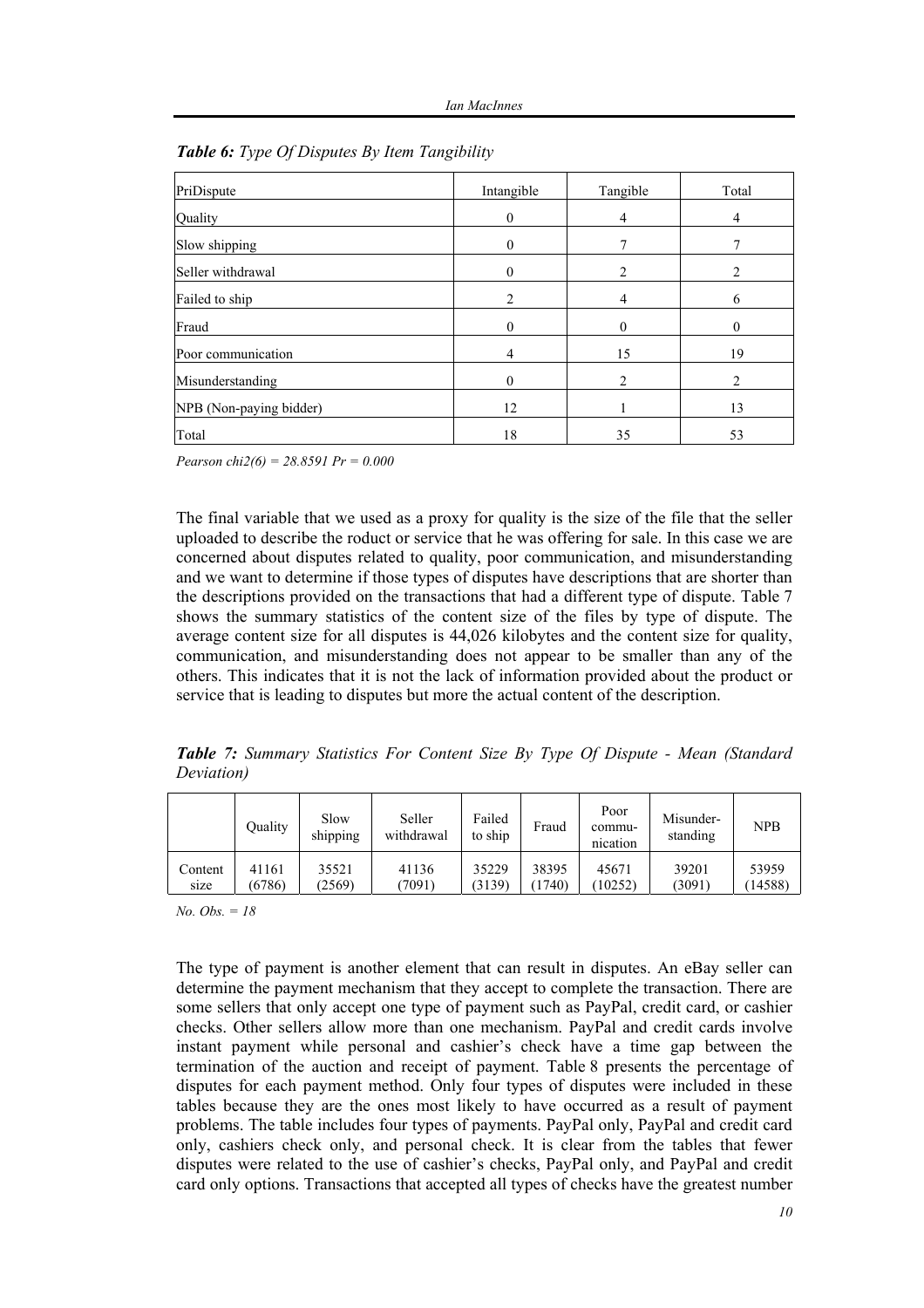***Table 6:*** *Type Of Disputes By Item Tangibility*

| PriDispute | Intangible | Tangible | Total |
|---|---|---|---|
| Quality | 0 | 4 | 4 |
| Slow shipping | 0 | 7 | 7 |
| Seller withdrawal | 0 | 2 | 2 |
| Failed to ship | 2 | 4 | 6 |
| Fraud | 0 | 0 | 0 |
| Poor communication | 4 | 15 | 19 |
| Misunderstanding | 0 | 2 | 2 |
| NPB (Non-paying bidder) | 12 | 1 | 13 |
| Total | 18 | 35 | 53 |

*Pearson chi2(6) = 28.8591 Pr = 0.000*

The final variable that we used as a proxy for quality is the size of the file that the seller uploaded to describe the roduct or service that he was offering for sale. In this case we are concerned about disputes related to quality, poor communication, and misunderstanding and we want to determine if those types of disputes have descriptions that are shorter than the descriptions provided on the transactions that had a different type of dispute. Table 7 shows the summary statistics of the content size of the files by type of dispute. The average content size for all disputes is 44,026 kilobytes and the content size for quality, communication, and misunderstanding does not appear to be smaller than any of the others. This indicates that it is not the lack of information provided about the product or service that is leading to disputes but more the actual content of the description.

***Table 7:*** *Summary Statistics For Content Size By Type Of Dispute - Mean (Standard Deviation)*

| | Quality | Slow shipping | Seller withdrawal | Failed to ship | Fraud | Poor commu-nication | Misunder-standing | NPB |
|---|---|---|---|---|---|---|---|---|
| Content size | 41161 (6786) | 35521 (2569) | 41136 (7091) | 35229 (3139) | 38395 (1740) | 45671 (10252) | 39201 (3091) | 53959 (14588) |

*No. Obs. = 18*

The type of payment is another element that can result in disputes. An eBay seller can determine the payment mechanism that they accept to complete the transaction. There are some sellers that only accept one type of payment such as PayPal, credit card, or cashier checks. Other sellers allow more than one mechanism. PayPal and credit cards involve instant payment while personal and cashier's check have a time gap between the termination of the auction and receipt of payment. Table 8 presents the percentage of disputes for each payment method. Only four types of disputes were included in these tables because they are the ones most likely to have occurred as a result of payment problems. The table includes four types of payments. PayPal only, PayPal and credit card only, cashiers check only, and personal check. It is clear from the tables that fewer disputes were related to the use of cashier's checks, PayPal only, and PayPal and credit card only options. Transactions that accepted all types of checks have the greatest number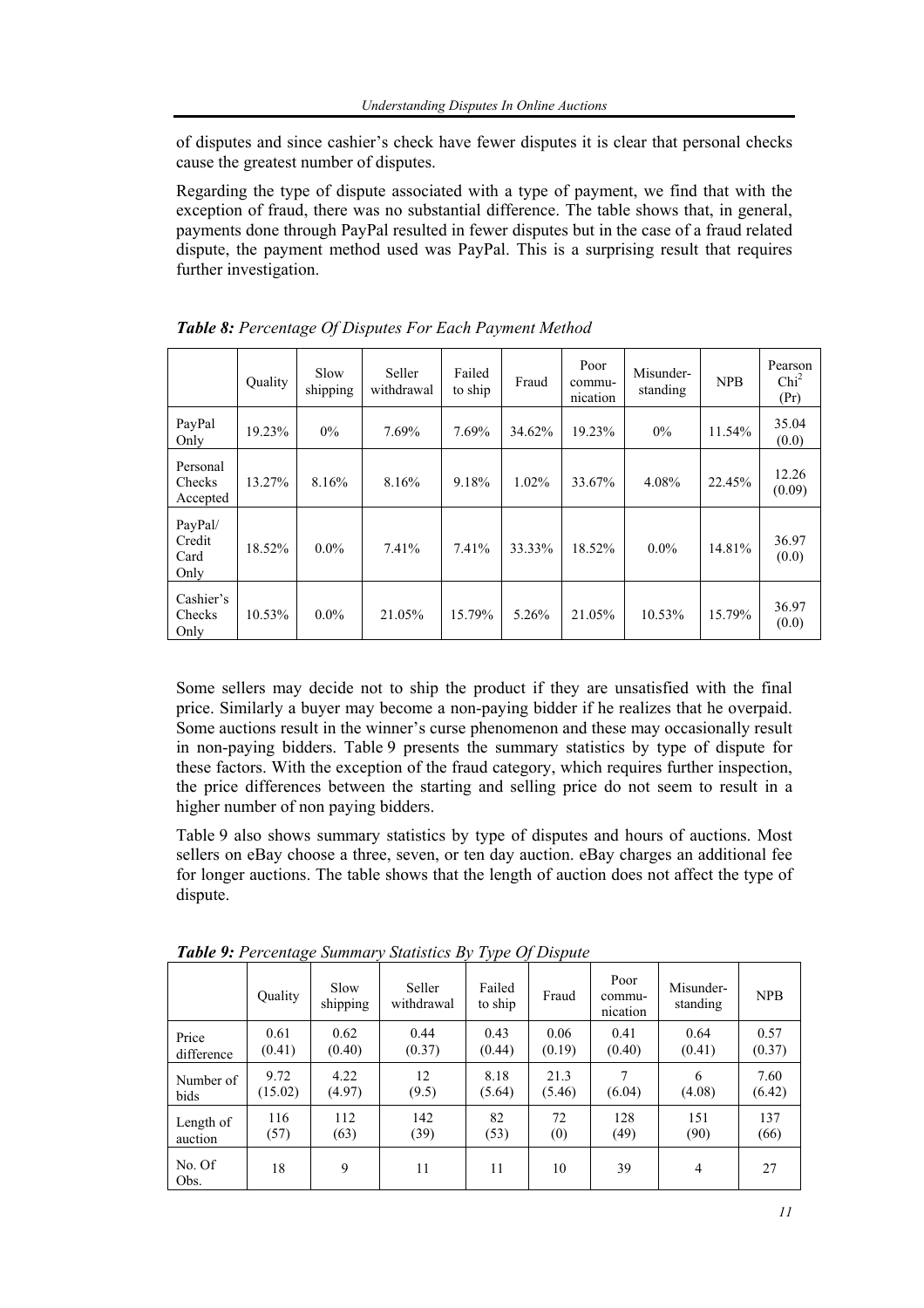of disputes and since cashier's check have fewer disputes it is clear that personal checks cause the greatest number of disputes.

Regarding the type of dispute associated with a type of payment, we find that with the exception of fraud, there was no substantial difference. The table shows that, in general, payments done through PayPal resulted in fewer disputes but in the case of a fraud related dispute, the payment method used was PayPal. This is a surprising result that requires further investigation.

***Table 8:*** *Percentage Of Disputes For Each Payment Method*

| | Quality | Slow shipping | Seller withdrawal | Failed to ship | Fraud | Poor commu-nication | Misunder-standing | NPB | Pearson $Chi^2$ (Pr) |
|---|---|---|---|---|---|---|---|---|---|
| PayPal Only | 19.23% | 0% | 7.69% | 7.69% | 34.62% | 19.23% | 0% | 11.54% | 35.04 (0.0) |
| Personal Checks Accepted | 13.27% | 8.16% | 8.16% | 9.18% | 1.02% | 33.67% | 4.08% | 22.45% | 12.26 (0.09) |
| PayPal/ Credit Card Only | 18.52% | 0.0% | 7.41% | 7.41% | 33.33% | 18.52% | 0.0% | 14.81% | 36.97 (0.0) |
| Cashier's Checks Only | 10.53% | 0.0% | 21.05% | 15.79% | 5.26% | 21.05% | 10.53% | 15.79% | 36.97 (0.0) |

Some sellers may decide not to ship the product if they are unsatisfied with the final price. Similarly a buyer may become a non-paying bidder if he realizes that he overpaid. Some auctions result in the winner's curse phenomenon and these may occasionally result in non-paying bidders. Table 9 presents the summary statistics by type of dispute for these factors. With the exception of the fraud category, which requires further inspection, the price differences between the starting and selling price do not seem to result in a higher number of non paying bidders.

Table 9 also shows summary statistics by type of disputes and hours of auctions. Most sellers on eBay choose a three, seven, or ten day auction. eBay charges an additional fee for longer auctions. The table shows that the length of auction does not affect the type of dispute.

***Table 9:*** *Percentage Summary Statistics By Type Of Dispute*

| | Quality | Slow shipping | Seller withdrawal | Failed to ship | Fraud | Poor commu-nication | Misunder-standing | NPB |
|---|---|---|---|---|---|---|---|---|
| Price difference | 0.61 (0.41) | 0.62 (0.40) | 0.44 (0.37) | 0.43 (0.44) | 0.06 (0.19) | 0.41 (0.40) | 0.64 (0.41) | 0.57 (0.37) |
| Number of bids | 9.72 (15.02) | 4.22 (4.97) | 12 (9.5) | 8.18 (5.64) | 21.3 (5.46) | 7 (6.04) | 6 (4.08) | 7.60 (6.42) |
| Length of auction | 116 (57) | 112 (63) | 142 (39) | 82 (53) | 72 (0) | 128 (49) | 151 (90) | 137 (66) |
| No. Of Obs. | 18 | 9 | 11 | 11 | 10 | 39 | 4 | 27 |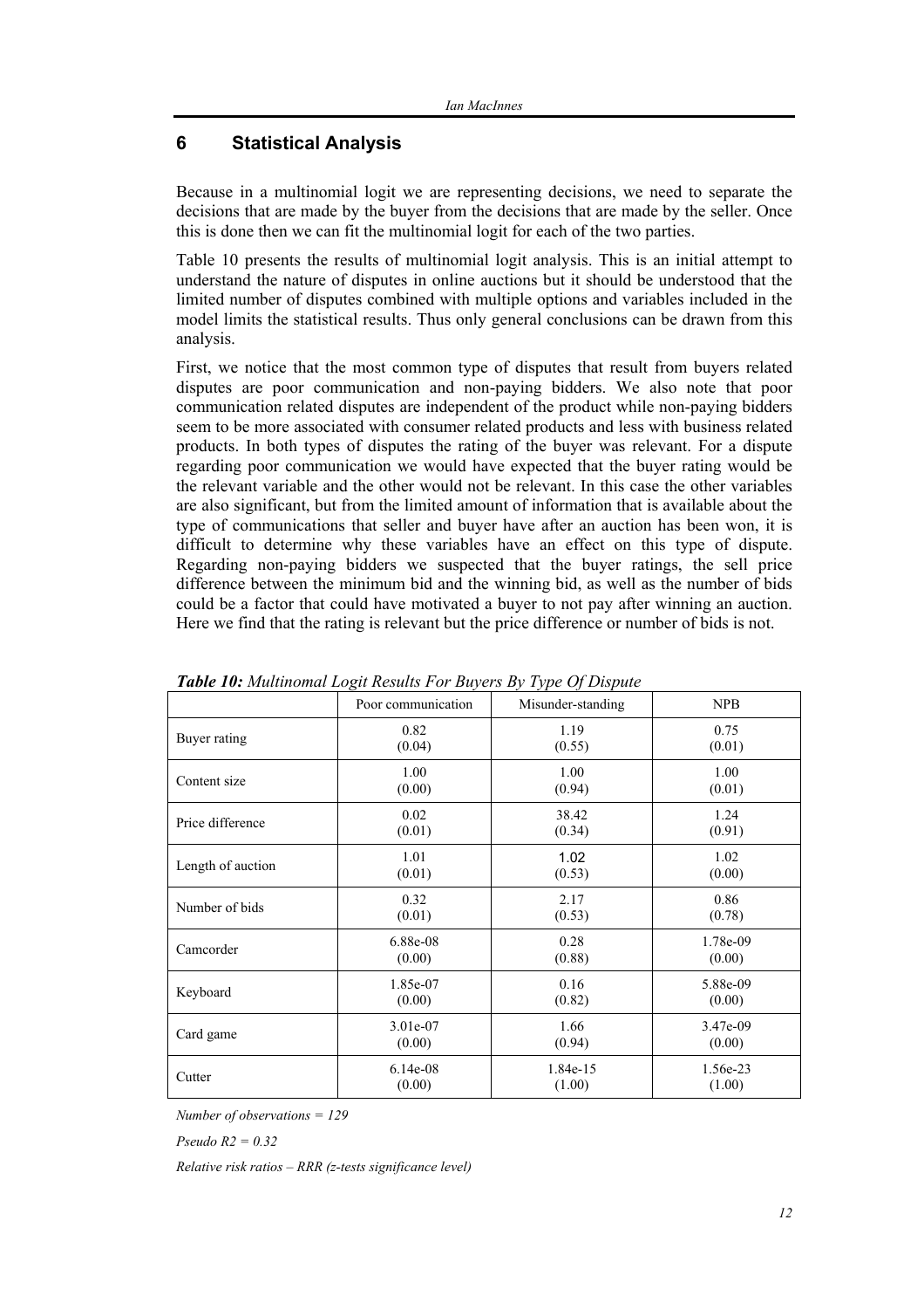## 6 Statistical Analysis

Because in a multinomial logit we are representing decisions, we need to separate the decisions that are made by the buyer from the decisions that are made by the seller. Once this is done then we can fit the multinomial logit for each of the two parties.

Table 10 presents the results of multinomial logit analysis. This is an initial attempt to understand the nature of disputes in online auctions but it should be understood that the limited number of disputes combined with multiple options and variables included in the model limits the statistical results. Thus only general conclusions can be drawn from this analysis.

First, we notice that the most common type of disputes that result from buyers related disputes are poor communication and non-paying bidders. We also note that poor communication related disputes are independent of the product while non-paying bidders seem to be more associated with consumer related products and less with business related products. In both types of disputes the rating of the buyer was relevant. For a dispute regarding poor communication we would have expected that the buyer rating would be the relevant variable and the other would not be relevant. In this case the other variables are also significant, but from the limited amount of information that is available about the type of communications that seller and buyer have after an auction has been won, it is difficult to determine why these variables have an effect on this type of dispute. Regarding non-paying bidders we suspected that the buyer ratings, the sell price difference between the minimum bid and the winning bid, as well as the number of bids could be a factor that could have motivated a buyer to not pay after winning an auction. Here we find that the rating is relevant but the price difference or number of bids is not.

***Table 10:*** *Multinomial Logit Results For Buyers By Type Of Dispute*

| | Poor communication | Misunder-standing | NPB |
|---|---|---|---|
| Buyer rating | 0.82<br>(0.04) | 1.19<br>(0.55) | 0.75<br>(0.01) |
| Content size | 1.00<br>(0.00) | 1.00<br>(0.94) | 1.00<br>(0.01) |
| Price difference | 0.02<br>(0.01) | 38.42<br>(0.34) | 1.24<br>(0.91) |
| Length of auction | 1.01<br>(0.01) | 1.02<br>(0.53) | 1.02<br>(0.00) |
| Number of bids | 0.32<br>(0.01) | 2.17<br>(0.53) | 0.86<br>(0.78) |
| Camcorder | 6.88e-08<br>(0.00) | 0.28<br>(0.88) | 1.78e-09<br>(0.00) |
| Keyboard | 1.85e-07<br>(0.00) | 0.16<br>(0.82) | 5.88e-09<br>(0.00) |
| Card game | 3.01e-07<br>(0.00) | 1.66<br>(0.94) | 3.47e-09<br>(0.00) |
| Cutter | 6.14e-08<br>(0.00) | 1.84e-15<br>(1.00) | 1.56e-23<br>(1.00) |

*Number of observations = 129*

*Pseudo R2 = 0.32*

*Relative risk ratios – RRR (z-tests significance level)*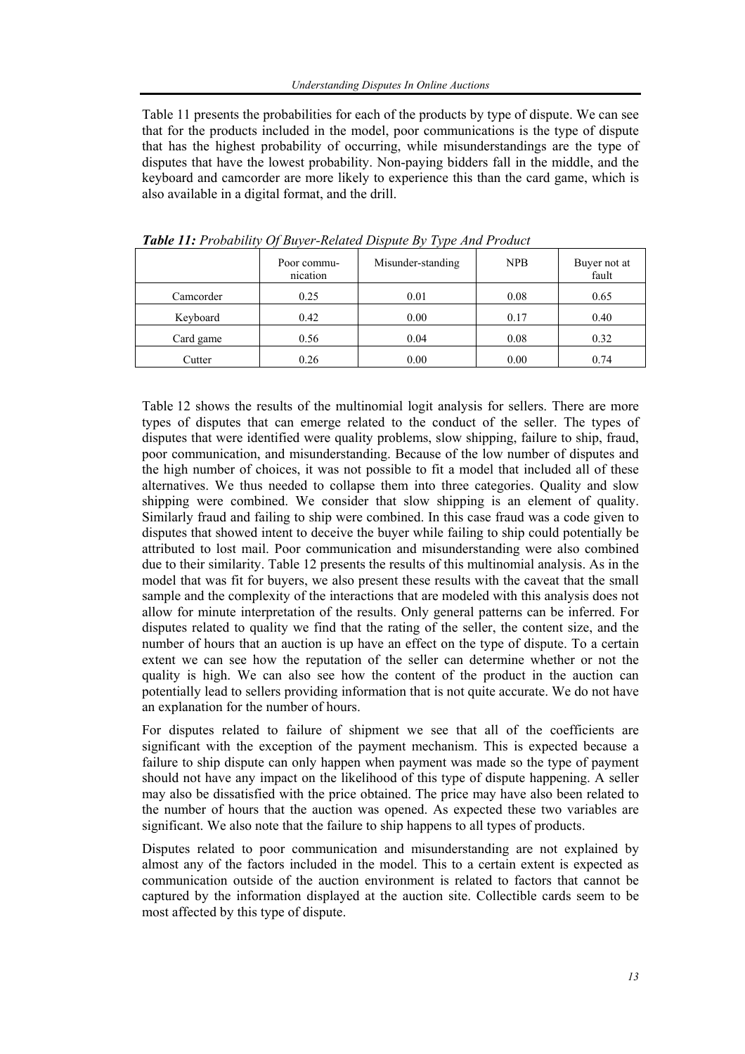Table 11 presents the probabilities for each of the products by type of dispute. We can see that for the products included in the model, poor communications is the type of dispute that has the highest probability of occurring, while misunderstandings are the type of disputes that have the lowest probability. Non-paying bidders fall in the middle, and the keyboard and camcorder are more likely to experience this than the card game, which is also available in a digital format, and the drill.

***Table 11:*** *Probability Of Buyer-Related Dispute By Type And Product*

| | Poor communication | Misunder-standing | NPB | Buyer not at fault |
|---|---|---|---|---|
| Camcorder | 0.25 | 0.01 | 0.08 | 0.65 |
| Keyboard | 0.42 | 0.00 | 0.17 | 0.40 |
| Card game | 0.56 | 0.04 | 0.08 | 0.32 |
| Cutter | 0.26 | 0.00 | 0.00 | 0.74 |

Table 12 shows the results of the multinomial logit analysis for sellers. There are more types of disputes that can emerge related to the conduct of the seller. The types of disputes that were identified were quality problems, slow shipping, failure to ship, fraud, poor communication, and misunderstanding. Because of the low number of disputes and the high number of choices, it was not possible to fit a model that included all of these alternatives. We thus needed to collapse them into three categories. Quality and slow shipping were combined. We consider that slow shipping is an element of quality. Similarly fraud and failing to ship were combined. In this case fraud was a code given to disputes that showed intent to deceive the buyer while failing to ship could potentially be attributed to lost mail. Poor communication and misunderstanding were also combined due to their similarity. Table 12 presents the results of this multinomial analysis. As in the model that was fit for buyers, we also present these results with the caveat that the small sample and the complexity of the interactions that are modeled with this analysis does not allow for minute interpretation of the results. Only general patterns can be inferred. For disputes related to quality we find that the rating of the seller, the content size, and the number of hours that an auction is up have an effect on the type of dispute. To a certain extent we can see how the reputation of the seller can determine whether or not the quality is high. We can also see how the content of the product in the auction can potentially lead to sellers providing information that is not quite accurate. We do not have an explanation for the number of hours.

For disputes related to failure of shipment we see that all of the coefficients are significant with the exception of the payment mechanism. This is expected because a failure to ship dispute can only happen when payment was made so the type of payment should not have any impact on the likelihood of this type of dispute happening. A seller may also be dissatisfied with the price obtained. The price may have also been related to the number of hours that the auction was opened. As expected these two variables are significant. We also note that the failure to ship happens to all types of products.

Disputes related to poor communication and misunderstanding are not explained by almost any of the factors included in the model. This to a certain extent is expected as communication outside of the auction environment is related to factors that cannot be captured by the information displayed at the auction site. Collectible cards seem to be most affected by this type of dispute.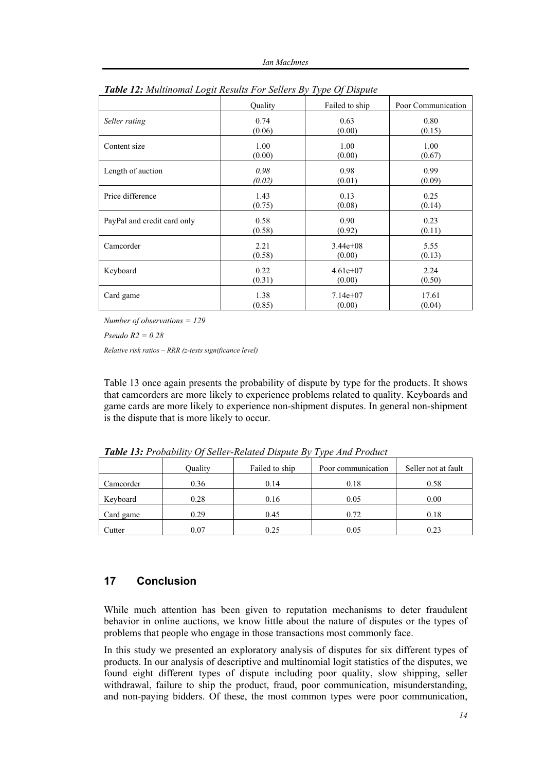***Table 12:** Multinomal Logit Results For Sellers By Type Of Dispute*

| | Quality | Failed to ship | Poor Communication |
|---|---|---|---|
| *Seller rating* | 0.74<br>(0.06) | 0.63<br>(0.00) | 0.80<br>(0.15) |
| Content size | 1.00<br>(0.00) | 1.00<br>(0.00) | 1.00<br>(0.67) |
| Length of auction | *0.98*<br>*(0.02)* | 0.98<br>(0.01) | 0.99<br>(0.09) |
| Price difference | 1.43<br>(0.75) | 0.13<br>(0.08) | 0.25<br>(0.14) |
| PayPal and credit card only | 0.58<br>(0.58) | 0.90<br>(0.92) | 0.23<br>(0.11) |
| Camcorder | 2.21<br>(0.58) | 3.44e+08<br>(0.00) | 5.55<br>(0.13) |
| Keyboard | 0.22<br>(0.31) | 4.61e+07<br>(0.00) | 2.24<br>(0.50) |
| Card game | 1.38<br>(0.85) | 7.14e+07<br>(0.00) | 17.61<br>(0.04) |

*Number of observations = 129*

*Pseudo R2 = 0.28*

*Relative risk ratios – RRR (z-tests significance level)*

Table 13 once again presents the probability of dispute by type for the products. It shows that camcorders are more likely to experience problems related to quality. Keyboards and game cards are more likely to experience non-shipment disputes. In general non-shipment is the dispute that is more likely to occur.

***Table 13:** Probability Of Seller-Related Dispute By Type And Product*

| | Quality | Failed to ship | Poor communication | Seller not at fault |
|---|---|---|---|---|
| Camcorder | 0.36 | 0.14 | 0.18 | 0.58 |
| Keyboard | 0.28 | 0.16 | 0.05 | 0.00 |
| Card game | 0.29 | 0.45 | 0.72 | 0.18 |
| Cutter | 0.07 | 0.25 | 0.05 | 0.23 |

## 17 Conclusion

While much attention has been given to reputation mechanisms to deter fraudulent behavior in online auctions, we know little about the nature of disputes or the types of problems that people who engage in those transactions most commonly face.

In this study we presented an exploratory analysis of disputes for six different types of products. In our analysis of descriptive and multinomial logit statistics of the disputes, we found eight different types of dispute including poor quality, slow shipping, seller withdrawal, failure to ship the product, fraud, poor communication, misunderstanding, and non-paying bidders. Of these, the most common types were poor communication,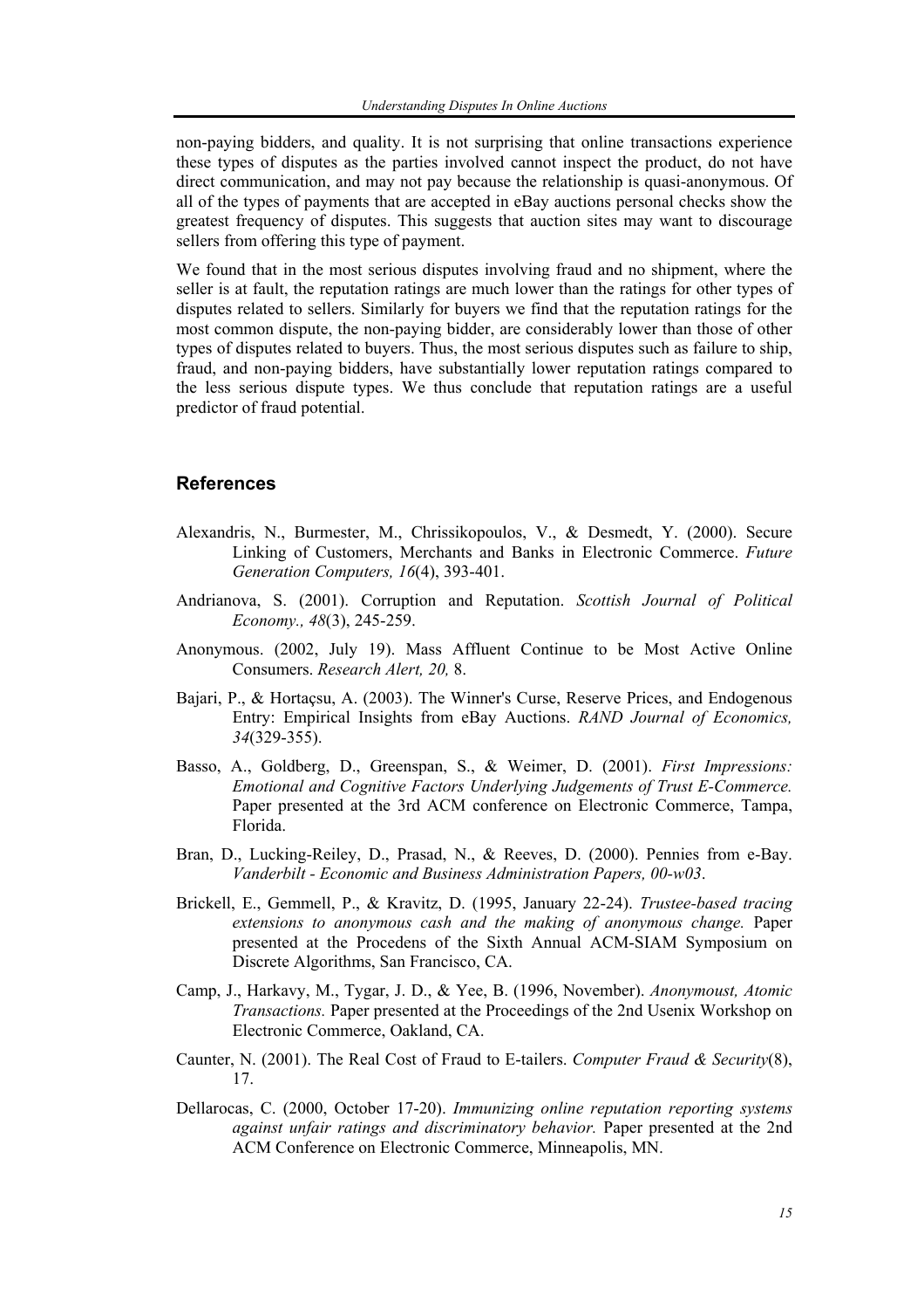non-paying bidders, and quality. It is not surprising that online transactions experience these types of disputes as the parties involved cannot inspect the product, do not have direct communication, and may not pay because the relationship is quasi-anonymous. Of all of the types of payments that are accepted in eBay auctions personal checks show the greatest frequency of disputes. This suggests that auction sites may want to discourage sellers from offering this type of payment.

We found that in the most serious disputes involving fraud and no shipment, where the seller is at fault, the reputation ratings are much lower than the ratings for other types of disputes related to sellers. Similarly for buyers we find that the reputation ratings for the most common dispute, the non-paying bidder, are considerably lower than those of other types of disputes related to buyers. Thus, the most serious disputes such as failure to ship, fraud, and non-paying bidders, have substantially lower reputation ratings compared to the less serious dispute types. We thus conclude that reputation ratings are a useful predictor of fraud potential.

## References

Alexandris, N., Burmester, M., Chrissikopoulos, V., & Desmedt, Y. (2000). Secure Linking of Customers, Merchants and Banks in Electronic Commerce. *Future Generation Computers, 16*(4), 393-401.

Andrianova, S. (2001). Corruption and Reputation. *Scottish Journal of Political Economy., 48*(3), 245-259.

Anonymous. (2002, July 19). Mass Affluent Continue to be Most Active Online Consumers. *Research Alert, 20,* 8.

Bajari, P., & Hortaçsu, A. (2003). The Winner's Curse, Reserve Prices, and Endogenous Entry: Empirical Insights from eBay Auctions. *RAND Journal of Economics, 34*(329-355).

Basso, A., Goldberg, D., Greenspan, S., & Weimer, D. (2001). *First Impressions: Emotional and Cognitive Factors Underlying Judgements of Trust E-Commerce.* Paper presented at the 3rd ACM conference on Electronic Commerce, Tampa, Florida.

Bran, D., Lucking-Reiley, D., Prasad, N., & Reeves, D. (2000). Pennies from e-Bay. *Vanderbilt - Economic and Business Administration Papers, 00-w03*.

Brickell, E., Gemmell, P., & Kravitz, D. (1995, January 22-24). *Trustee-based tracing extensions to anonymous cash and the making of anonymous change.* Paper presented at the Procedens of the Sixth Annual ACM-SIAM Symposium on Discrete Algorithms, San Francisco, CA.

Camp, J., Harkavy, M., Tygar, J. D., & Yee, B. (1996, November). *Anonymoust, Atomic Transactions.* Paper presented at the Proceedings of the 2nd Usenix Workshop on Electronic Commerce, Oakland, CA.

Caunter, N. (2001). The Real Cost of Fraud to E-tailers. *Computer Fraud & Security*(8), 17.

Dellarocas, C. (2000, October 17-20). *Immunizing online reputation reporting systems against unfair ratings and discriminatory behavior.* Paper presented at the 2nd ACM Conference on Electronic Commerce, Minneapolis, MN.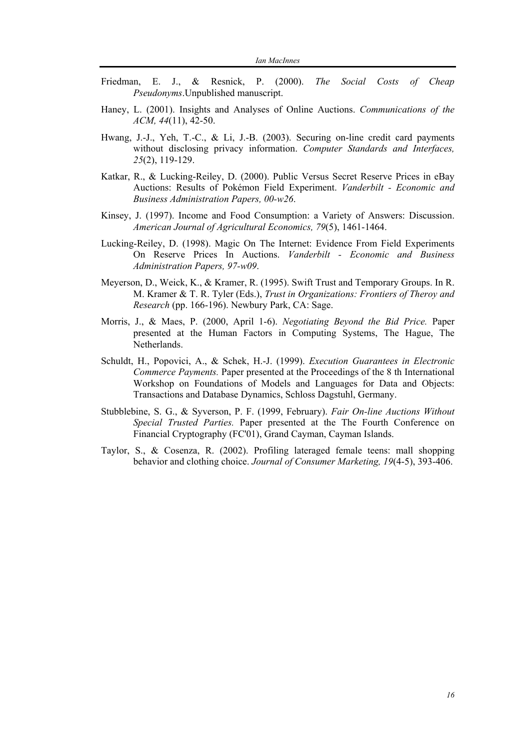Friedman, E. J., & Resnick, P. (2000). *The Social Costs of Cheap Pseudonyms*.Unpublished manuscript.

Haney, L. (2001). Insights and Analyses of Online Auctions. *Communications of the ACM, 44*(11), 42-50.

Hwang, J.-J., Yeh, T.-C., & Li, J.-B. (2003). Securing on-line credit card payments without disclosing privacy information. *Computer Standards and Interfaces, 25*(2), 119-129.

Katkar, R., & Lucking-Reiley, D. (2000). Public Versus Secret Reserve Prices in eBay Auctions: Results of Pokémon Field Experiment. *Vanderbilt - Economic and Business Administration Papers, 00-w26*.

Kinsey, J. (1997). Income and Food Consumption: a Variety of Answers: Discussion. *American Journal of Agricultural Economics, 79*(5), 1461-1464.

Lucking-Reiley, D. (1998). Magic On The Internet: Evidence From Field Experiments On Reserve Prices In Auctions. *Vanderbilt - Economic and Business Administration Papers, 97-w09*.

Meyerson, D., Weick, K., & Kramer, R. (1995). Swift Trust and Temporary Groups. In R. M. Kramer & T. R. Tyler (Eds.), *Trust in Organizations: Frontiers of Theroy and Research* (pp. 166-196). Newbury Park, CA: Sage.

Morris, J., & Maes, P. (2000, April 1-6). *Negotiating Beyond the Bid Price.* Paper presented at the Human Factors in Computing Systems, The Hague, The Netherlands.

Schuldt, H., Popovici, A., & Schek, H.-J. (1999). *Execution Guarantees in Electronic Commerce Payments.* Paper presented at the Proceedings of the 8 th International Workshop on Foundations of Models and Languages for Data and Objects: Transactions and Database Dynamics, Schloss Dagstuhl, Germany.

Stubblebine, S. G., & Syverson, P. F. (1999, February). *Fair On-line Auctions Without Special Trusted Parties.* Paper presented at the The Fourth Conference on Financial Cryptography (FC'01), Grand Cayman, Cayman Islands.

Taylor, S., & Cosenza, R. (2002). Profiling lateraged female teens: mall shopping behavior and clothing choice. *Journal of Consumer Marketing, 19*(4-5), 393-406.